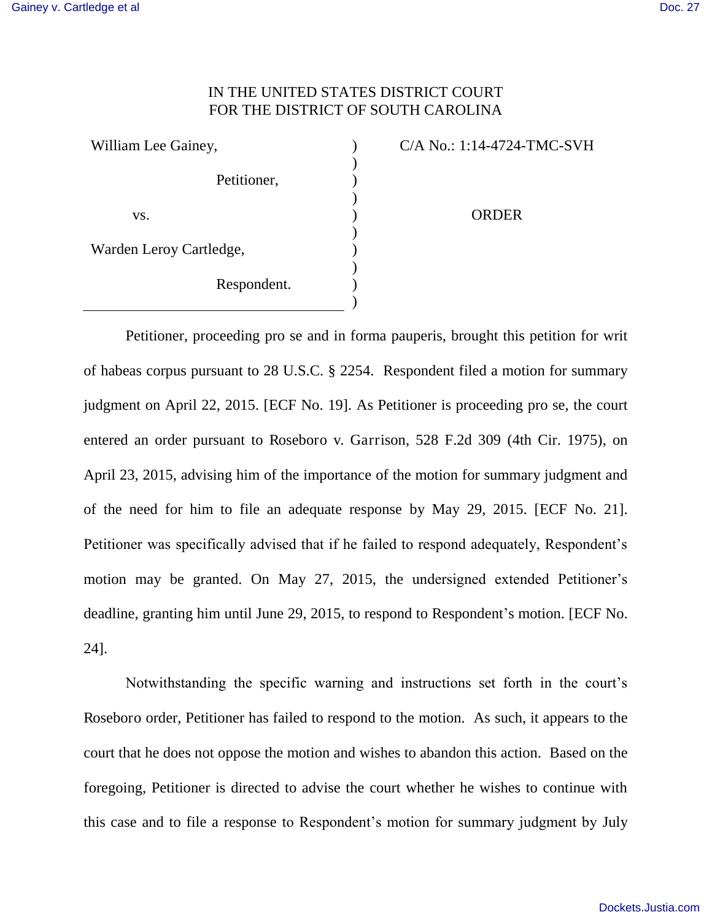IN THE UNITED STATES DISTRICT COURT
FOR THE DISTRICT OF SOUTH CAROLINA

| | | |
|---|---|---|
| William Lee Gainey,<br><br>Petitioner,<br><br>vs.<br><br>Warden Leroy Cartledge,<br><br>Respondent. | ) | C/A No.: 1:14-4724-TMC-SVH<br><br><br><br>ORDER |

Petitioner, proceeding pro se and in forma pauperis, brought this petition for writ of habeas corpus pursuant to 28 U.S.C. § 2254. Respondent filed a motion for summary judgment on April 22, 2015. [ECF No. 19]. As Petitioner is proceeding pro se, the court entered an order pursuant to Roseboro v. Garrison, 528 F.2d 309 (4th Cir. 1975), on April 23, 2015, advising him of the importance of the motion for summary judgment and of the need for him to file an adequate response by May 29, 2015. [ECF No. 21]. Petitioner was specifically advised that if he failed to respond adequately, Respondent's motion may be granted. On May 27, 2015, the undersigned extended Petitioner's deadline, granting him until June 29, 2015, to respond to Respondent's motion. [ECF No. 24].

Notwithstanding the specific warning and instructions set forth in the court's Roseboro order, Petitioner has failed to respond to the motion. As such, it appears to the court that he does not oppose the motion and wishes to abandon this action. Based on the foregoing, Petitioner is directed to advise the court whether he wishes to continue with this case and to file a response to Respondent's motion for summary judgment by July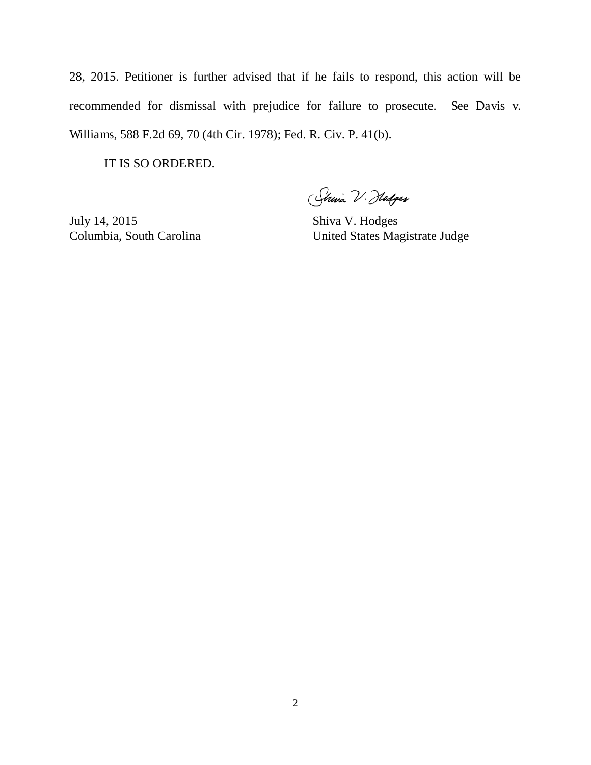28, 2015. Petitioner is further advised that if he fails to respond, this action will be recommended for dismissal with prejudice for failure to prosecute. See Davis v. Williams, 588 F.2d 69, 70 (4th Cir. 1978); Fed. R. Civ. P. 41(b).

IT IS SO ORDERED.

Shiva V. Hodges

July 14, 2015
Columbia, South Carolina

Shiva V. Hodges
United States Magistrate Judge